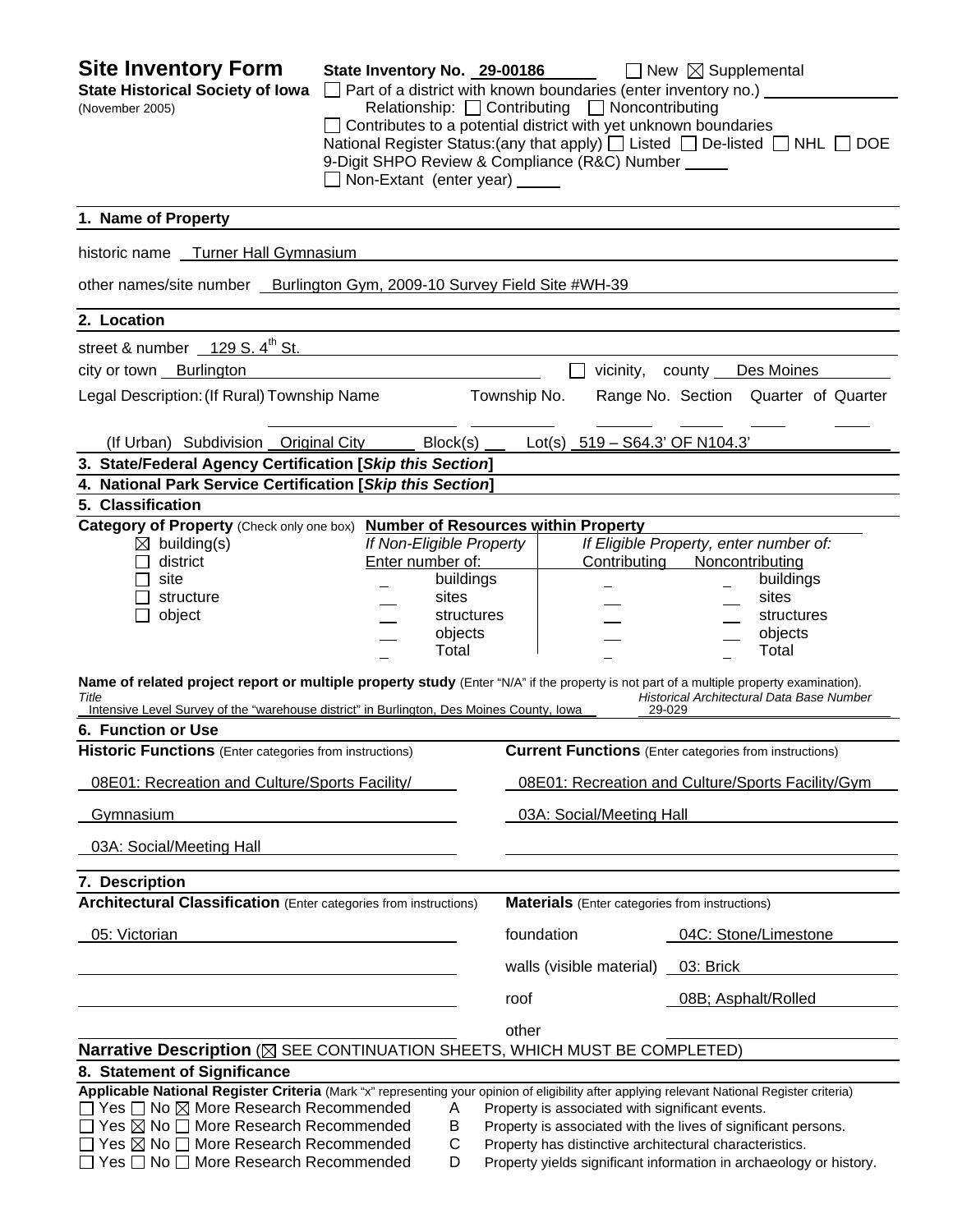# Site Inventory Form

**State Historical Society of Iowa**
(November 2005)

**State Inventory No.** 29-00186 ☐ New ☒ Supplemental

☐ Part of a district with known boundaries (enter inventory no.)
Relationship: ☐ Contributing ☐ Noncontributing
☐ Contributes to a potential district with yet unknown boundaries
National Register Status:(any that apply) ☐ Listed ☐ De-listed ☐ NHL ☐ DOE
9-Digit SHPO Review & Compliance (R&C) Number
☐ Non-Extant (enter year)

## 1. Name of Property

historic name: Turner Hall Gymnasium

other names/site number: Burlington Gym, 2009-10 Survey Field Site #WH-39

## 2. Location

street & number: 129 S. 4th St.

city or town: Burlington ☐ vicinity, county: Des Moines

Legal Description: (If Rural) Township Name | Township No. | Range No. | Section | Quarter of Quarter

(If Urban) Subdivision: Original City Block(s): Lot(s): 519 – S64.3' OF N104.3'

## 3. State/Federal Agency Certification [*Skip this Section*]

## 4. National Park Service Certification [*Skip this Section*]

## 5. Classification

**Category of Property** (Check only one box)

- ☒ building(s)
- ☐ district
- ☐ site
- ☐ structure
- ☐ object

**Number of Resources within Property**

| If Non-Eligible Property Enter number of: | | If Eligible Property, enter number of: Contributing | Noncontributing | |
|---|---|---|---|---|
| | buildings | | | buildings |
| | sites | | | sites |
| | structures | | | structures |
| | objects | | | objects |
| | Total | | | Total |

**Name of related project report or multiple property study** (Enter "N/A" if the property is not part of a multiple property examination).

| *Title* | *Historical Architectural Data Base Number* |
|---|---|
| Intensive Level Survey of the "warehouse district" in Burlington, Des Moines County, Iowa | 29-029 |

## 6. Function or Use

| **Historic Functions** (Enter categories from instructions) | **Current Functions** (Enter categories from instructions) |
|---|---|
| 08E01: Recreation and Culture/Sports Facility/ Gymnasium | 08E01: Recreation and Culture/Sports Facility/Gym |
| 03A: Social/Meeting Hall | 03A: Social/Meeting Hall |

## 7. Description

**Architectural Classification** (Enter categories from instructions)

05: Victorian

**Materials** (Enter categories from instructions)

| | |
|---|---|
| foundation | 04C: Stone/Limestone |
| walls (visible material) | 03: Brick |
| roof | 08B; Asphalt/Rolled |
| other | |

**Narrative Description** (☒ SEE CONTINUATION SHEETS, WHICH MUST BE COMPLETED)

## 8. Statement of Significance

**Applicable National Register Criteria** (Mark "x" representing your opinion of eligibility after applying relevant National Register criteria)

- ☐ Yes ☐ No ☒ More Research Recommended — A — Property is associated with significant events.
- ☐ Yes ☒ No ☐ More Research Recommended — B — Property is associated with the lives of significant persons.
- ☐ Yes ☒ No ☐ More Research Recommended — C — Property has distinctive architectural characteristics.
- ☐ Yes ☐ No ☐ More Research Recommended — D — Property yields significant information in archaeology or history.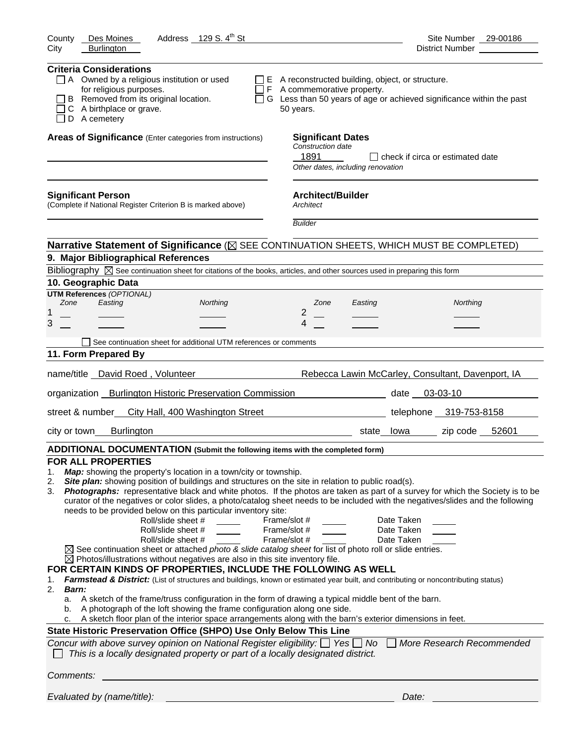County Des Moines Address 129 S. 4th St Site Number 29-00186
City Burlington District Number

**Criteria Considerations**

- ☐ A Owned by a religious institution or used for religious purposes.
- ☐ B Removed from its original location.
- ☐ C A birthplace or grave.
- ☐ D A cemetery
- ☐ E A reconstructed building, object, or structure.
- ☐ F A commemorative property.
- ☐ G Less than 50 years of age or achieved significance within the past 50 years.

**Areas of Significance** (Enter categories from instructions)

**Significant Dates**
*Construction date*
1891 ☐ check if circa or estimated date
*Other dates, including renovation*

**Significant Person**
(Complete if National Register Criterion B is marked above)

**Architect/Builder**
*Architect*

*Builder*

**Narrative Statement of Significance** (☒ SEE CONTINUATION SHEETS, WHICH MUST BE COMPLETED)

## 9. Major Bibliographical References

Bibliography ☒ See continuation sheet for citations of the books, articles, and other sources used in preparing this form

## 10. Geographic Data

**UTM References** *(OPTIONAL)*

| | Zone | Easting | Northing | | Zone | Easting | Northing |
|---|---|---|---|---|---|---|---|
| 1 | | | | 2 | | | |
| 3 | | | | 4 | | | |

☐ See continuation sheet for additional UTM references or comments

## 11. Form Prepared By

name/title David Roed , Volunteer Rebecca Lawin McCarley, Consultant, Davenport, IA

organization Burlington Historic Preservation Commission date 03-03-10

street & number City Hall, 400 Washington Street telephone 319-753-8158

city or town Burlington state Iowa zip code 52601

**ADDITIONAL DOCUMENTATION (Submit the following items with the completed form)**

**FOR ALL PROPERTIES**

1. ***Map:*** showing the property's location in a town/city or township.
2. ***Site plan:*** showing position of buildings and structures on the site in relation to public road(s).
3. ***Photographs:*** representative black and white photos. If the photos are taken as part of a survey for which the Society is to be curator of the negatives or color slides, a photo/catalog sheet needs to be included with the negatives/slides and the following needs to be provided below on this particular inventory site:

Roll/slide sheet # ____ Frame/slot # ____ Date Taken ____
Roll/slide sheet # ____ Frame/slot # ____ Date Taken ____
Roll/slide sheet # ____ Frame/slot # ____ Date Taken ____

☒ See continuation sheet or attached *photo & slide catalog sheet* for list of photo roll or slide entries.
☒ Photos/illustrations without negatives are also in this site inventory file.

**FOR CERTAIN KINDS OF PROPERTIES, INCLUDE THE FOLLOWING AS WELL**

1. ***Farmstead & District:*** (List of structures and buildings, known or estimated year built, and contributing or noncontributing status)
2. ***Barn:***
   a. A sketch of the frame/truss configuration in the form of drawing a typical middle bent of the barn.
   b. A photograph of the loft showing the frame configuration along one side.
   c. A sketch floor plan of the interior space arrangements along with the barn's exterior dimensions in feet.

**State Historic Preservation Office (SHPO) Use Only Below This Line**

*Concur with above survey opinion on National Register eligibility:* ☐ *Yes* ☐ *No* ☐ *More Research Recommended*
☐ *This is a locally designated property or part of a locally designated district.*

*Comments:*

*Evaluated by (name/title):* *Date:*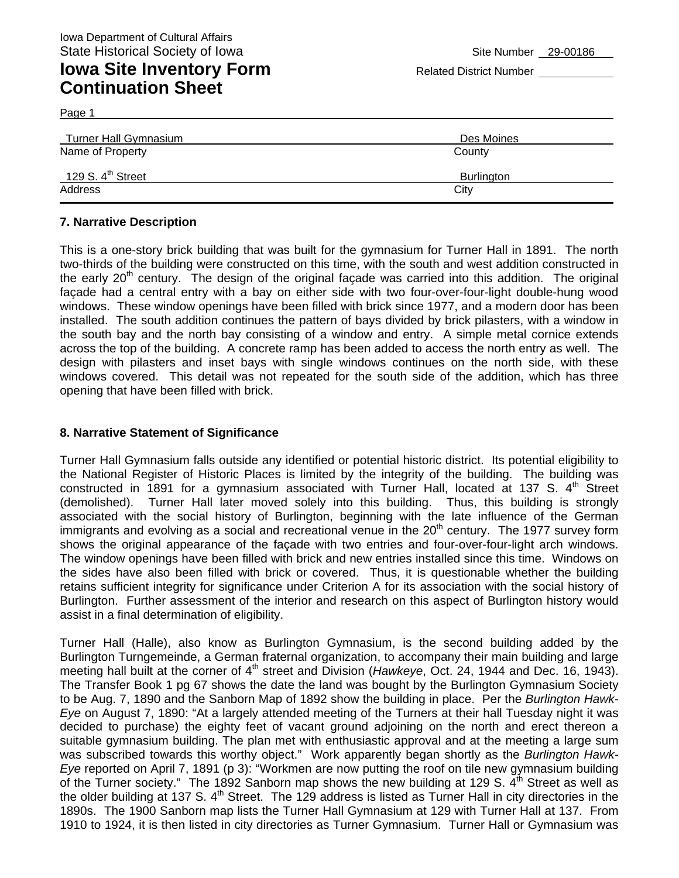Iowa Department of Cultural Affairs
State Historical Society of Iowa

Site Number 29-00186

# Iowa Site Inventory Form Continuation Sheet

Related District Number

Page 1

| Turner Hall Gymnasium | Des Moines |
|---|---|
| Name of Property | County |
| 129 S. 4th Street | Burlington |
| Address | City |

## 7. Narrative Description

This is a one-story brick building that was built for the gymnasium for Turner Hall in 1891. The north two-thirds of the building were constructed on this time, with the south and west addition constructed in the early 20th century. The design of the original façade was carried into this addition. The original façade had a central entry with a bay on either side with two four-over-four-light double-hung wood windows. These window openings have been filled with brick since 1977, and a modern door has been installed. The south addition continues the pattern of bays divided by brick pilasters, with a window in the south bay and the north bay consisting of a window and entry. A simple metal cornice extends across the top of the building. A concrete ramp has been added to access the north entry as well. The design with pilasters and inset bays with single windows continues on the north side, with these windows covered. This detail was not repeated for the south side of the addition, which has three opening that have been filled with brick.

## 8. Narrative Statement of Significance

Turner Hall Gymnasium falls outside any identified or potential historic district. Its potential eligibility to the National Register of Historic Places is limited by the integrity of the building. The building was constructed in 1891 for a gymnasium associated with Turner Hall, located at 137 S. 4th Street (demolished). Turner Hall later moved solely into this building. Thus, this building is strongly associated with the social history of Burlington, beginning with the late influence of the German immigrants and evolving as a social and recreational venue in the 20th century. The 1977 survey form shows the original appearance of the façade with two entries and four-over-four-light arch windows. The window openings have been filled with brick and new entries installed since this time. Windows on the sides have also been filled with brick or covered. Thus, it is questionable whether the building retains sufficient integrity for significance under Criterion A for its association with the social history of Burlington. Further assessment of the interior and research on this aspect of Burlington history would assist in a final determination of eligibility.

Turner Hall (Halle), also know as Burlington Gymnasium, is the second building added by the Burlington Turngemeinde, a German fraternal organization, to accompany their main building and large meeting hall built at the corner of 4th street and Division (*Hawkeye*, Oct. 24, 1944 and Dec. 16, 1943). The Transfer Book 1 pg 67 shows the date the land was bought by the Burlington Gymnasium Society to be Aug. 7, 1890 and the Sanborn Map of 1892 show the building in place. Per the *Burlington Hawk-Eye* on August 7, 1890: "At a largely attended meeting of the Turners at their hall Tuesday night it was decided to purchase) the eighty feet of vacant ground adjoining on the north and erect thereon a suitable gymnasium building. The plan met with enthusiastic approval and at the meeting a large sum was subscribed towards this worthy object." Work apparently began shortly as the *Burlington Hawk-Eye* reported on April 7, 1891 (p 3): "Workmen are now putting the roof on tile new gymnasium building of the Turner society." The 1892 Sanborn map shows the new building at 129 S. 4th Street as well as the older building at 137 S. 4th Street. The 129 address is listed as Turner Hall in city directories in the 1890s. The 1900 Sanborn map lists the Turner Hall Gymnasium at 129 with Turner Hall at 137. From 1910 to 1924, it is then listed in city directories as Turner Gymnasium. Turner Hall or Gymnasium was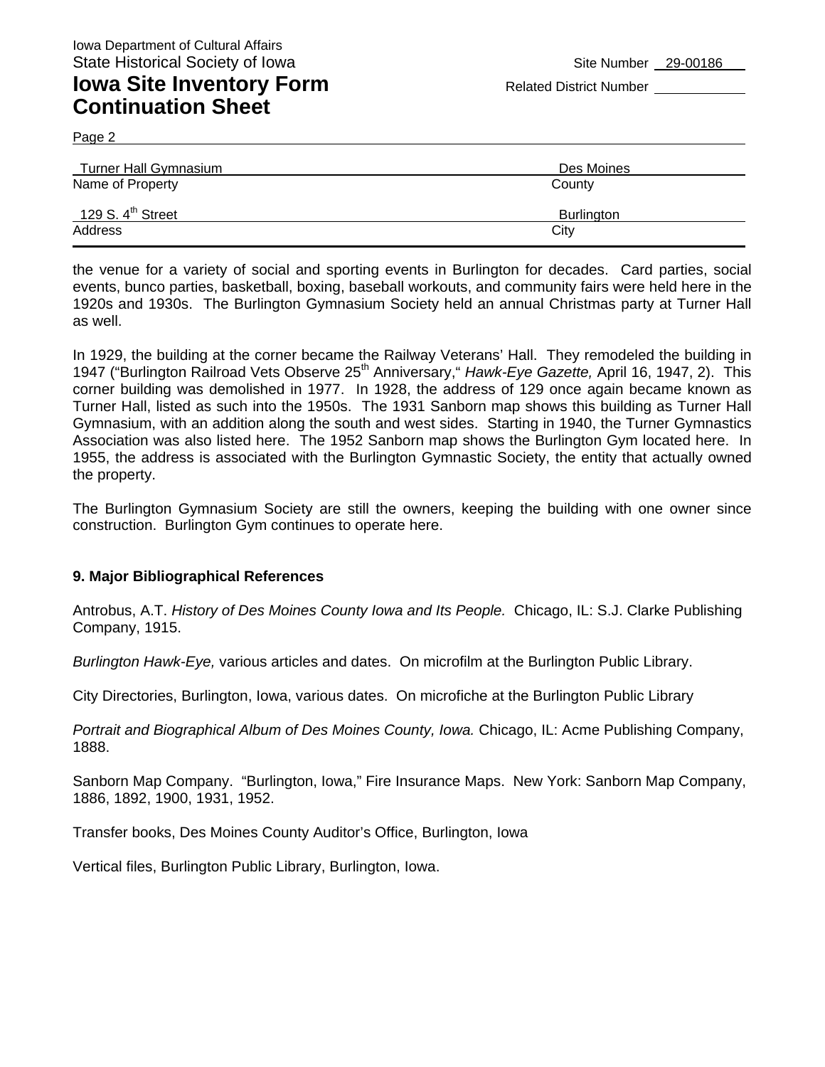Turner Hall Gymnasium | Des Moines
Name of Property | County

129 S. 4th Street | Burlington
Address | City

the venue for a variety of social and sporting events in Burlington for decades. Card parties, social events, bunco parties, basketball, boxing, baseball workouts, and community fairs were held here in the 1920s and 1930s. The Burlington Gymnasium Society held an annual Christmas party at Turner Hall as well.

In 1929, the building at the corner became the Railway Veterans' Hall. They remodeled the building in 1947 ("Burlington Railroad Vets Observe 25th Anniversary," *Hawk-Eye Gazette,* April 16, 1947, 2). This corner building was demolished in 1977. In 1928, the address of 129 once again became known as Turner Hall, listed as such into the 1950s. The 1931 Sanborn map shows this building as Turner Hall Gymnasium, with an addition along the south and west sides. Starting in 1940, the Turner Gymnastics Association was also listed here. The 1952 Sanborn map shows the Burlington Gym located here. In 1955, the address is associated with the Burlington Gymnastic Society, the entity that actually owned the property.

The Burlington Gymnasium Society are still the owners, keeping the building with one owner since construction. Burlington Gym continues to operate here.

**9. Major Bibliographical References**

Antrobus, A.T. *History of Des Moines County Iowa and Its People.* Chicago, IL: S.J. Clarke Publishing Company, 1915.

*Burlington Hawk-Eye,* various articles and dates. On microfilm at the Burlington Public Library.

City Directories, Burlington, Iowa, various dates. On microfiche at the Burlington Public Library

*Portrait and Biographical Album of Des Moines County, Iowa.* Chicago, IL: Acme Publishing Company, 1888.

Sanborn Map Company. "Burlington, Iowa," Fire Insurance Maps. New York: Sanborn Map Company, 1886, 1892, 1900, 1931, 1952.

Transfer books, Des Moines County Auditor's Office, Burlington, Iowa

Vertical files, Burlington Public Library, Burlington, Iowa.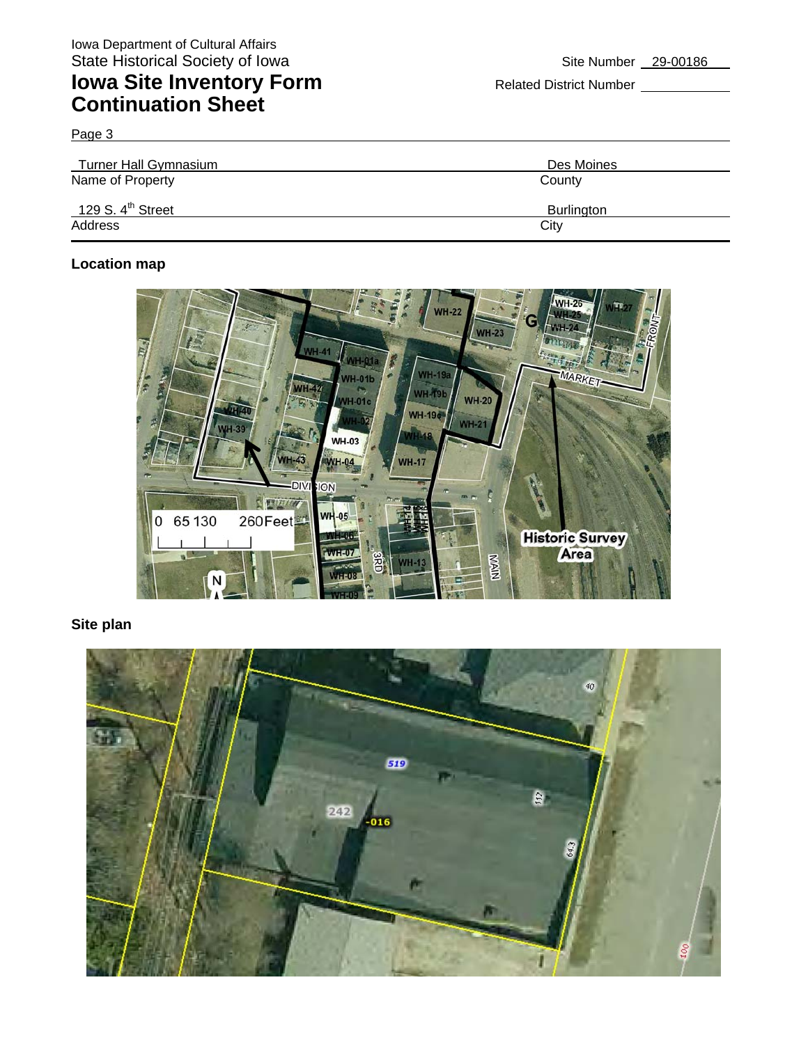Iowa Department of Cultural Affairs
State Historical Society of Iowa

# Iowa Site Inventory Form
# Continuation Sheet

Site Number 29-00186

Related District Number

Page 3

| Turner Hall Gymnasium | Des Moines |
|---|---|
| Name of Property | County |
| 129 S. 4th Street | Burlington |
| Address | City |

**Location map**

**Site plan**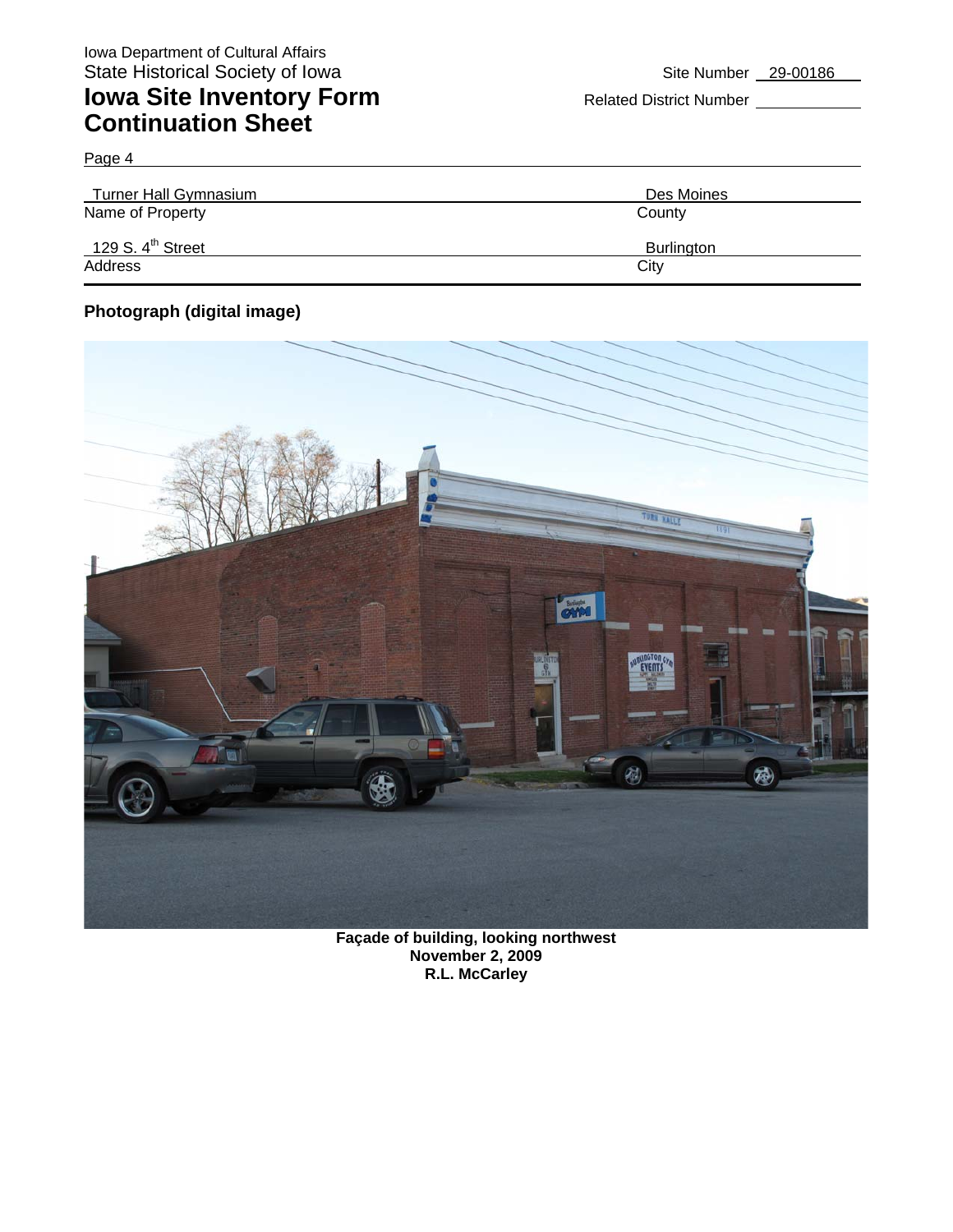Iowa Department of Cultural Affairs
State Historical Society of Iowa

# Iowa Site Inventory Form Continuation Sheet

Site Number 29-00186

Related District Number

Page 4

| | |
|---|---|
| Turner Hall Gymnasium | Des Moines |
| Name of Property | County |
| 129 S. 4th Street | Burlington |
| Address | City |

**Photograph (digital image)**

**Façade of building, looking northwest**
**November 2, 2009**
**R.L. McCarley**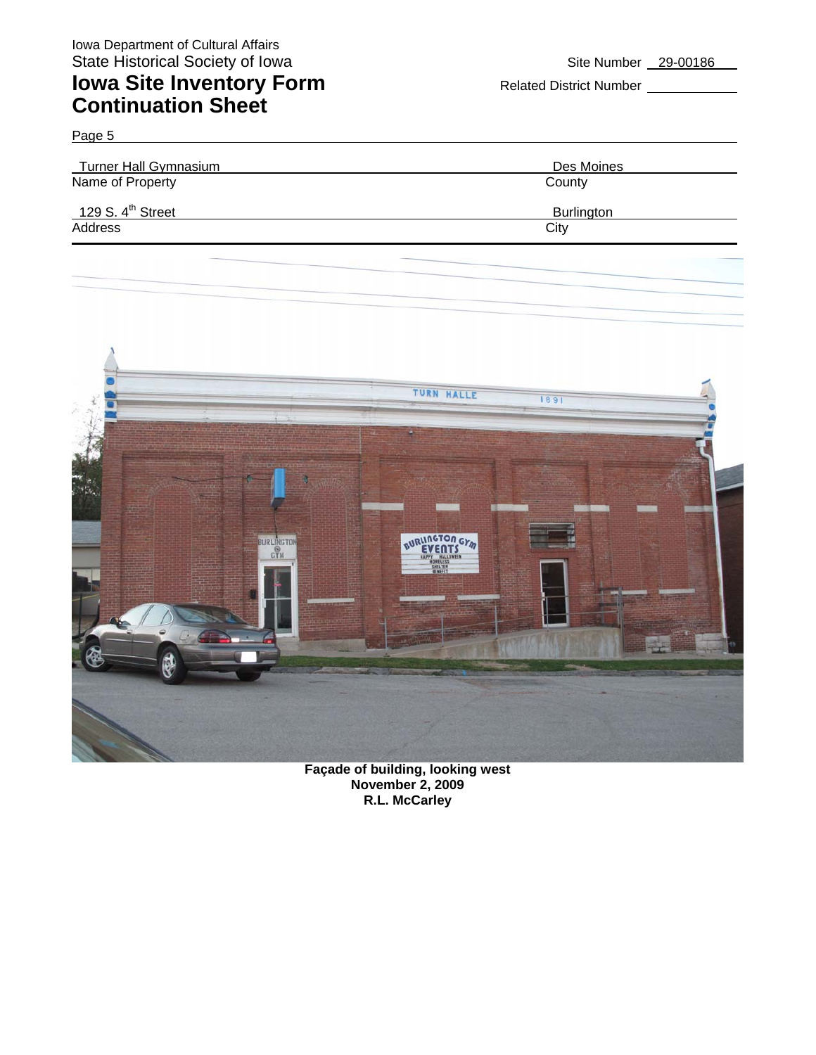Iowa Department of Cultural Affairs
State Historical Society of Iowa

# Iowa Site Inventory Form
# Continuation Sheet

Site Number 29-00186

Related District Number

Page 5

| Turner Hall Gymnasium | Des Moines |
|---|---|
| Name of Property | County |
| 129 S. 4th Street | Burlington |
| Address | City |

**Façade of building, looking west**
**November 2, 2009**
**R.L. McCarley**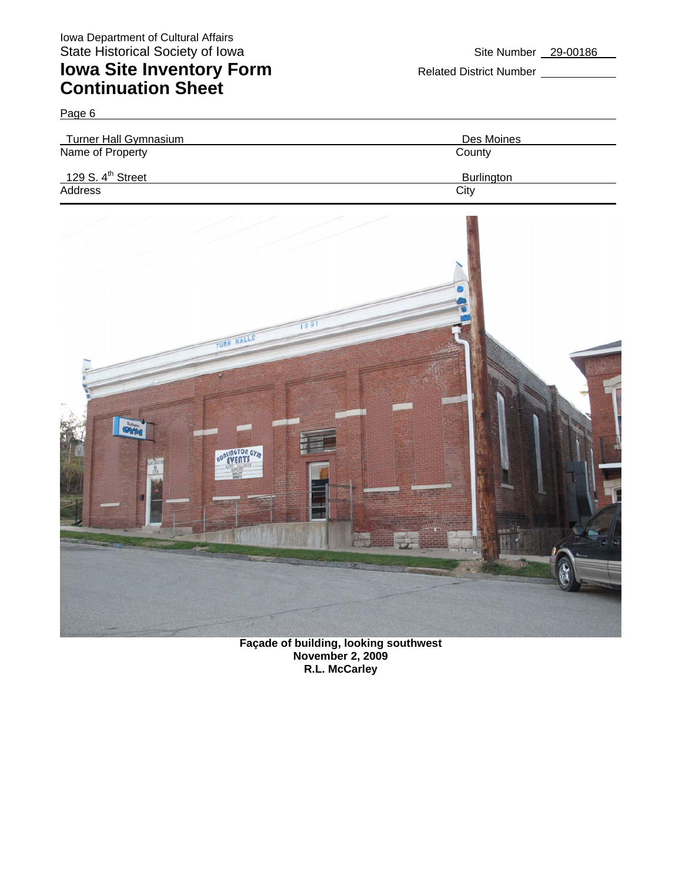Iowa Department of Cultural Affairs
State Historical Society of Iowa

# Iowa Site Inventory Form
# Continuation Sheet

Site Number 29-00186

Related District Number

Page 6

| Turner Hall Gymnasium | Des Moines |
|---|---|
| Name of Property | County |
| 129 S. 4th Street | Burlington |
| Address | City |

**Façade of building, looking southwest**
**November 2, 2009**
**R.L. McCarley**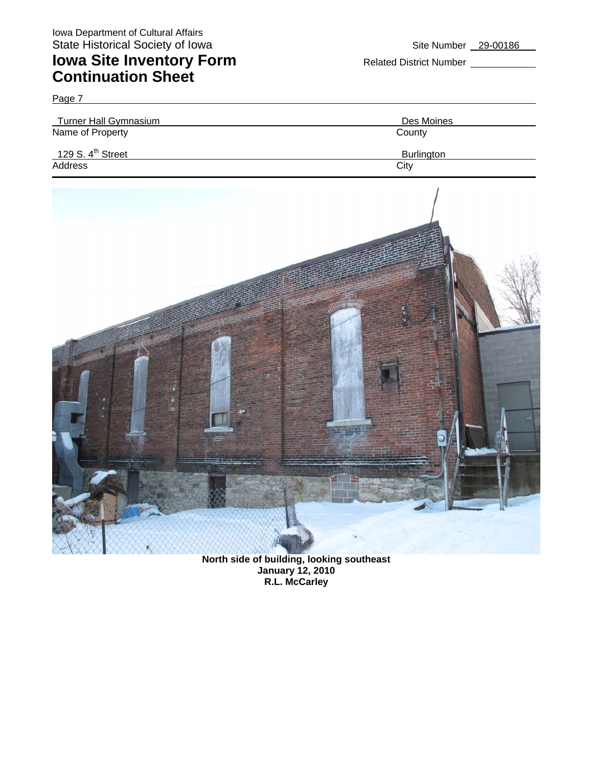Iowa Department of Cultural Affairs
State Historical Society of Iowa

# Iowa Site Inventory Form Continuation Sheet

Site Number 29-00186

Related District Number

Page 7

| | |
|---|---|
| Turner Hall Gymnasium | Des Moines |
| Name of Property | County |
| 129 S. 4th Street | Burlington |
| Address | City |

**North side of building, looking southeast**
**January 12, 2010**
**R.L. McCarley**